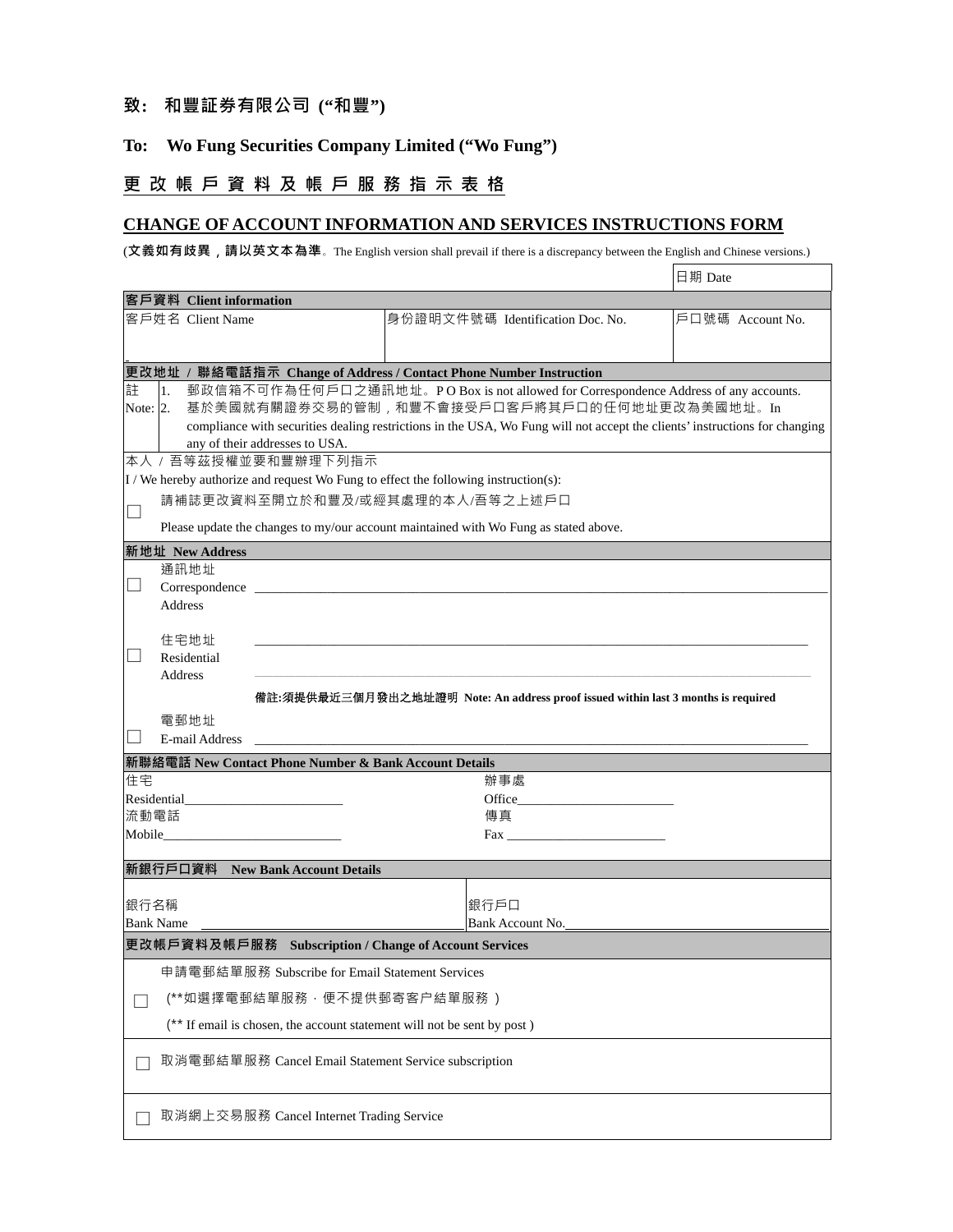**致： 和豐証券有限公司 (“和豐”)**

**To: Wo Fung Securities Company Limited (“Wo Fung”)**

## 更 改 帳 戶 資 料 及 帳 戶 服 務 指 示 表 格

## CHANGE OF ACCOUNT INFORMATION AND SERVICES INSTRUCTIONS FORM

(**文義如有歧異，請以英文本為準**。The English version shall prevail if there is a discrepancy between the English and Chinese versions.)

| | | 日期 Date |
|---|---|---|
| **客戶資料 Client information** | | |
| 客戶姓名 Client Name | 身份證明文件號碼 Identification Doc. No. | 戶口號碼 Account No. |

**更改地址 / 聯絡電話指示 Change of Address / Contact Phone Number Instruction**

註 Note:
1. 郵政信箱不可作為任何戶口之通訊地址。P O Box is not allowed for Correspondence Address of any accounts.
2. 基於美國就有關證券交易的管制，和豐不會接受戶口客戶將其戶口的任何地址更改為美國地址。In compliance with securities dealing restrictions in the USA, Wo Fung will not accept the clients’ instructions for changing any of their addresses to USA.

本人 / 吾等茲授權並要和豐辦理下列指示

I / We hereby authorize and request Wo Fung to effect the following instruction(s):

☐ 請補誌更改資料至開立於和豐及/或經其處理的本人/吾等之上述戶口

Please update the changes to my/our account maintained with Wo Fung as stated above.

**新地址 New Address**

☐ 通訊地址 Correspondence Address ____________________

☐ 住宅地址 Residential Address ____________________

**備註:須提供最近三個月發出之地址證明 Note: An address proof issued within last 3 months is required**

☐ 電郵地址 E-mail Address ____________________

**新聯絡電話 New Contact Phone Number & Bank Account Details**

| | |
|---|---|
| 住宅 Residential____________________ | 辦事處 Office____________________ |
| 流動電話 Mobile____________________ | 傳真 Fax ____________________ |

**新銀行戶口資料 New Bank Account Details**

| | |
|---|---|
| 銀行名稱 Bank Name ____________________ | 銀行戶口 Bank Account No.____________________ |

**更改帳戶資料及帳戶服務 Subscription / Change of Account Services**

☐ 申請電郵結單服務 Subscribe for Email Statement Services

(**如選擇電郵結單服務，便不提供郵寄客户結單服務 )

(** If email is chosen, the account statement will not be sent by post )

☐ 取消電郵結單服務 Cancel Email Statement Service subscription

☐ 取消網上交易服務 Cancel Internet Trading Service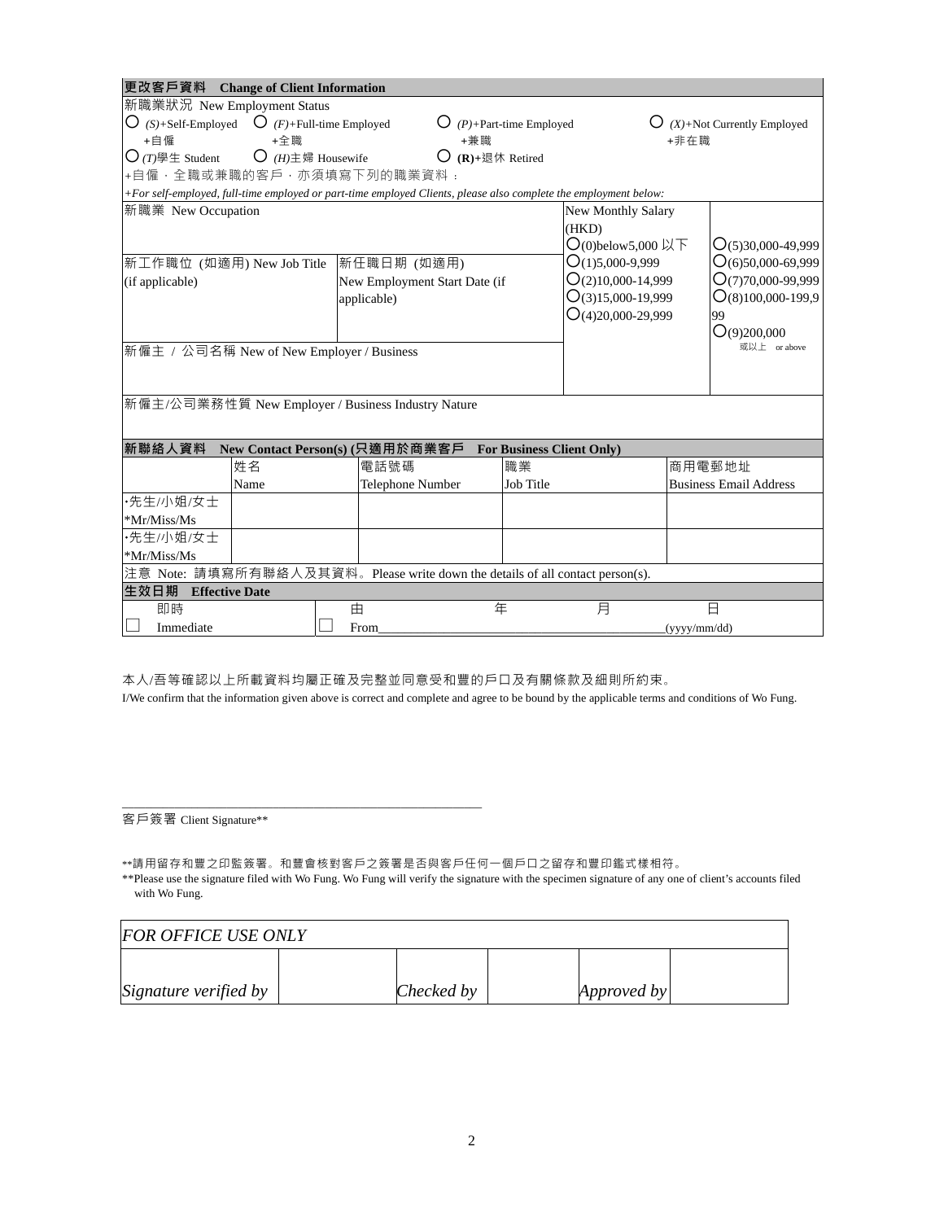## 更改客戶資料 Change of Client Information

新職業狀況 New Employment Status

○ (S)+Self-Employed +自僱 ○ (F)+Full-time Employed +全職 ○ (P)+Part-time Employed +兼職 ○ (X)+Not Currently Employed +非在職

○ (T)學生 Student ○ (H)主婦 Housewife ○ (R)+退休 Retired

+自僱，全職或兼職的客戶，亦須填寫下列的職業資料：

*+For self-employed, full-time employed or part-time employed Clients, please also complete the employment below:*

| | | | |
|---|---|---|---|
| 新職業 New Occupation | | New Monthly Salary (HKD)<br>○(0)below5,000 以下<br>○(1)5,000-9,999<br>○(2)10,000-14,999<br>○(3)15,000-19,999<br>○(4)20,000-29,999 | ○(5)30,000-49,999<br>○(6)50,000-69,999<br>○(7)70,000-99,999<br>○(8)100,000-199,999<br>○(9)200,000 或以上 or above |
| 新工作職位 (如適用) New Job Title (if applicable) | 新任職日期 (如適用) New Employment Start Date (if applicable) | | |
| 新僱主 / 公司名稱 New of New Employer / Business | | | |
| 新僱主/公司業務性質 New Employer / Business Industry Nature | | | |

## 新聯絡人資料 New Contact Person(s) (只適用於商業客戶 For Business Client Only)

| | 姓名 Name | 電話號碼 Telephone Number | 職業 Job Title | 商用電郵地址 Business Email Address |
|---|---|---|---|---|
| *先生/小姐/女士 *Mr/Miss/Ms | | | | |
| *先生/小姐/女士 *Mr/Miss/Ms | | | | |

注意 Note: 請填寫所有聯絡人及其資料。Please write down the details of all contact person(s).

## 生效日期 Effective Date

☐ 即時 Immediate ☐ 由 From______年______月______日 (yyyy/mm/dd)

本人/吾等確認以上所載資料均屬正確及完整並同意受和豐的戶口及有關條款及細則所約束。

I/We confirm that the information given above is correct and complete and agree to be bound by the applicable terms and conditions of Wo Fung.

_______________________________________

客戶簽署 Client Signature**

**請用留存和豐之印監簽署。和豐會核對客戶之簽署是否與客戶任何一個戶口之留存和豐印鑑式樣相符。

**Please use the signature filed with Wo Fung. Wo Fung will verify the signature with the specimen signature of any one of client's accounts filed with Wo Fung.

| *FOR OFFICE USE ONLY* | | | | | |
|---|---|---|---|---|---|
| *Signature verified by* | | *Checked by* | | *Approved by* | |